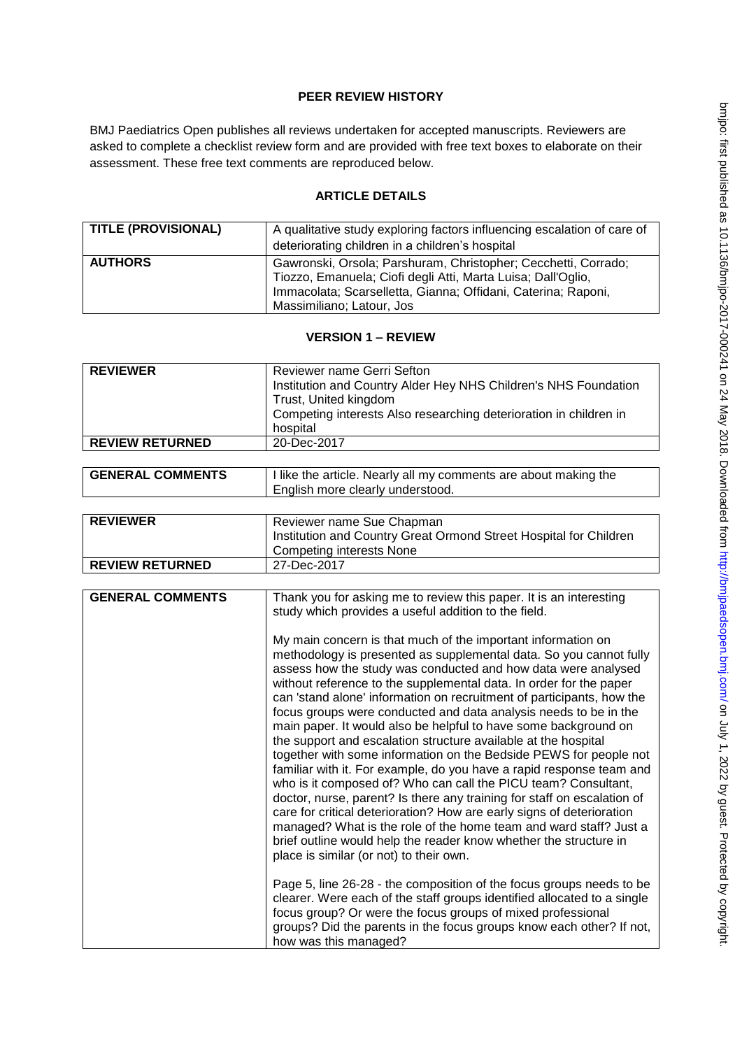# PEER REVIEW HISTORY

BMJ Paediatrics Open publishes all reviews undertaken for accepted manuscripts. Reviewers are asked to complete a checklist review form and are provided with free text boxes to elaborate on their assessment. These free text comments are reproduced below.

## ARTICLE DETAILS

| TITLE (PROVISIONAL) | A qualitative study exploring factors influencing escalation of care of deteriorating children in a children's hospital |
|---|---|
| AUTHORS | Gawronski, Orsola; Parshuram, Christopher; Cecchetti, Corrado; Tiozzo, Emanuela; Ciofi degli Atti, Marta Luisa; Dall'Oglio, Immacolata; Scarselletta, Gianna; Offidani, Caterina; Raponi, Massimiliano; Latour, Jos |

## VERSION 1 – REVIEW

| REVIEWER | Reviewer name Gerri Sefton<br>Institution and Country Alder Hey NHS Children's NHS Foundation Trust, United kingdom<br>Competing interests Also researching deterioration in children in hospital |
|---|---|
| REVIEW RETURNED | 20-Dec-2017 |

| GENERAL COMMENTS | I like the article. Nearly all my comments are about making the English more clearly understood. |
|---|---|

| REVIEWER | Reviewer name Sue Chapman<br>Institution and Country Great Ormond Street Hospital for Children<br>Competing interests None |
|---|---|
| REVIEW RETURNED | 27-Dec-2017 |

| GENERAL COMMENTS | Thank you for asking me to review this paper. It is an interesting study which provides a useful addition to the field.<br><br>My main concern is that much of the important information on methodology is presented as supplemental data. So you cannot fully assess how the study was conducted and how data were analysed without reference to the supplemental data. In order for the paper can 'stand alone' information on recruitment of participants, how the focus groups were conducted and data analysis needs to be in the main paper. It would also be helpful to have some background on the support and escalation structure available at the hospital together with some information on the Bedside PEWS for people not familiar with it. For example, do you have a rapid response team and who is it composed of? Who can call the PICU team? Consultant, doctor, nurse, parent? Is there any training for staff on escalation of care for critical deterioration? How are early signs of deterioration managed? What is the role of the home team and ward staff? Just a brief outline would help the reader know whether the structure in place is similar (or not) to their own.<br><br>Page 5, line 26-28 - the composition of the focus groups needs to be clearer. Were each of the staff groups identified allocated to a single focus group? Or were the focus groups of mixed professional groups? Did the parents in the focus groups know each other? If not, how was this managed? |
|---|---|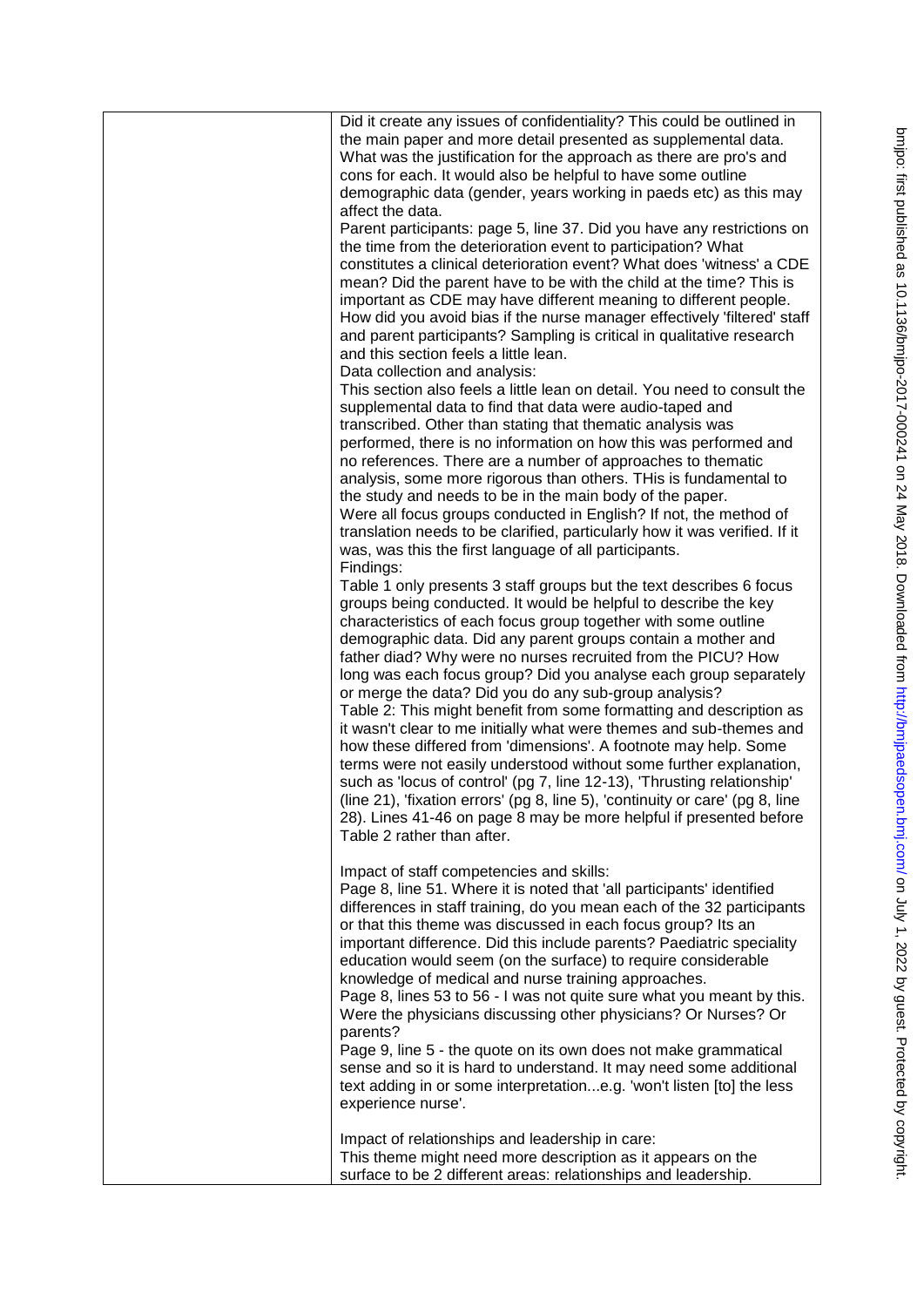| | Did it create any issues of confidentiality? This could be outlined in the main paper and more detail presented as supplemental data. What was the justification for the approach as there are pro's and cons for each. It would also be helpful to have some outline demographic data (gender, years working in paeds etc) as this may affect the data.<br>Parent participants: page 5, line 37. Did you have any restrictions on the time from the deterioration event to participation? What constitutes a clinical deterioration event? What does 'witness' a CDE mean? Did the parent have to be with the child at the time? This is important as CDE may have different meaning to different people. How did you avoid bias if the nurse manager effectively 'filtered' staff and parent participants? Sampling is critical in qualitative research and this section feels a little lean.<br>Data collection and analysis:<br>This section also feels a little lean on detail. You need to consult the supplemental data to find that data were audio-taped and transcribed. Other than stating that thematic analysis was performed, there is no information on how this was performed and no references. There are a number of approaches to thematic analysis, some more rigorous than others. THis is fundamental to the study and needs to be in the main body of the paper.<br>Were all focus groups conducted in English? If not, the method of translation needs to be clarified, particularly how it was verified. If it was, was this the first language of all participants.<br>Findings:<br>Table 1 only presents 3 staff groups but the text describes 6 focus groups being conducted. It would be helpful to describe the key characteristics of each focus group together with some outline demographic data. Did any parent groups contain a mother and father diad? Why were no nurses recruited from the PICU? How long was each focus group? Did you analyse each group separately or merge the data? Did you do any sub-group analysis?<br>Table 2: This might benefit from some formatting and description as it wasn't clear to me initially what were themes and sub-themes and how these differed from 'dimensions'. A footnote may help. Some terms were not easily understood without some further explanation, such as 'locus of control' (pg 7, line 12-13), 'Thrusting relationship' (line 21), 'fixation errors' (pg 8, line 5), 'continuity or care' (pg 8, line 28). Lines 41-46 on page 8 may be more helpful if presented before Table 2 rather than after.<br><br>Impact of staff competencies and skills:<br>Page 8, line 51. Where it is noted that 'all participants' identified differences in staff training, do you mean each of the 32 participants or that this theme was discussed in each focus group? Its an important difference. Did this include parents? Paediatric speciality education would seem (on the surface) to require considerable knowledge of medical and nurse training approaches.<br>Page 8, lines 53 to 56 - I was not quite sure what you meant by this. Were the physicians discussing other physicians? Or Nurses? Or parents?<br>Page 9, line 5 - the quote on its own does not make grammatical sense and so it is hard to understand. It may need some additional text adding in or some interpretation...e.g. 'won't listen [to] the less experience nurse'.<br><br>Impact of relationships and leadership in care:<br>This theme might need more description as it appears on the surface to be 2 different areas: relationships and leadership. |
|---|---|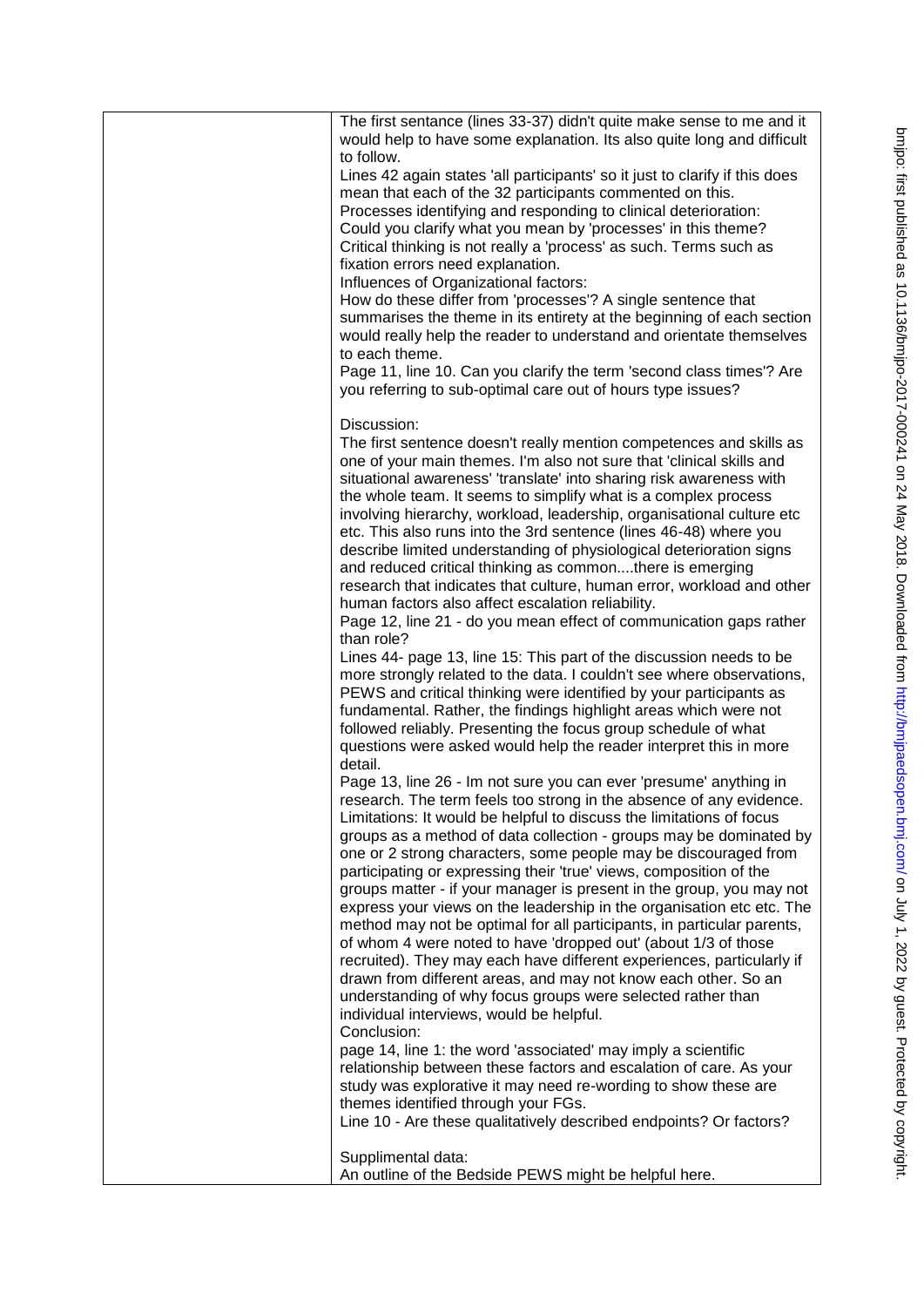The first sentance (lines 33-37) didn't quite make sense to me and it would help to have some explanation. Its also quite long and difficult to follow.

Lines 42 again states 'all participants' so it just to clarify if this does mean that each of the 32 participants commented on this.

Processes identifying and responding to clinical deterioration:

Could you clarify what you mean by 'processes' in this theme? Critical thinking is not really a 'process' as such. Terms such as fixation errors need explanation.

Influences of Organizational factors:

How do these differ from 'processes'? A single sentence that summarises the theme in its entirety at the beginning of each section would really help the reader to understand and orientate themselves to each theme.

Page 11, line 10. Can you clarify the term 'second class times'? Are you referring to sub-optimal care out of hours type issues?

Discussion:

The first sentence doesn't really mention competences and skills as one of your main themes. I'm also not sure that 'clinical skills and situational awareness' 'translate' into sharing risk awareness with the whole team. It seems to simplify what is a complex process involving hierarchy, workload, leadership, organisational culture etc etc. This also runs into the 3rd sentence (lines 46-48) where you describe limited understanding of physiological deterioration signs and reduced critical thinking as common....there is emerging research that indicates that culture, human error, workload and other human factors also affect escalation reliability.

Page 12, line 21 - do you mean effect of communication gaps rather than role?

Lines 44- page 13, line 15: This part of the discussion needs to be more strongly related to the data. I couldn't see where observations, PEWS and critical thinking were identified by your participants as fundamental. Rather, the findings highlight areas which were not followed reliably. Presenting the focus group schedule of what questions were asked would help the reader interpret this in more detail.

Page 13, line 26 - Im not sure you can ever 'presume' anything in research. The term feels too strong in the absence of any evidence.

Limitations: It would be helpful to discuss the limitations of focus groups as a method of data collection - groups may be dominated by one or 2 strong characters, some people may be discouraged from participating or expressing their 'true' views, composition of the groups matter - if your manager is present in the group, you may not express your views on the leadership in the organisation etc etc. The method may not be optimal for all participants, in particular parents, of whom 4 were noted to have 'dropped out' (about 1/3 of those recruited). They may each have different experiences, particularly if drawn from different areas, and may not know each other. So an understanding of why focus groups were selected rather than individual interviews, would be helpful.

Conclusion:

page 14, line 1: the word 'associated' may imply a scientific relationship between these factors and escalation of care. As your study was explorative it may need re-wording to show these are themes identified through your FGs.

Line 10 - Are these qualitatively described endpoints? Or factors?

Supplimental data:

An outline of the Bedside PEWS might be helpful here.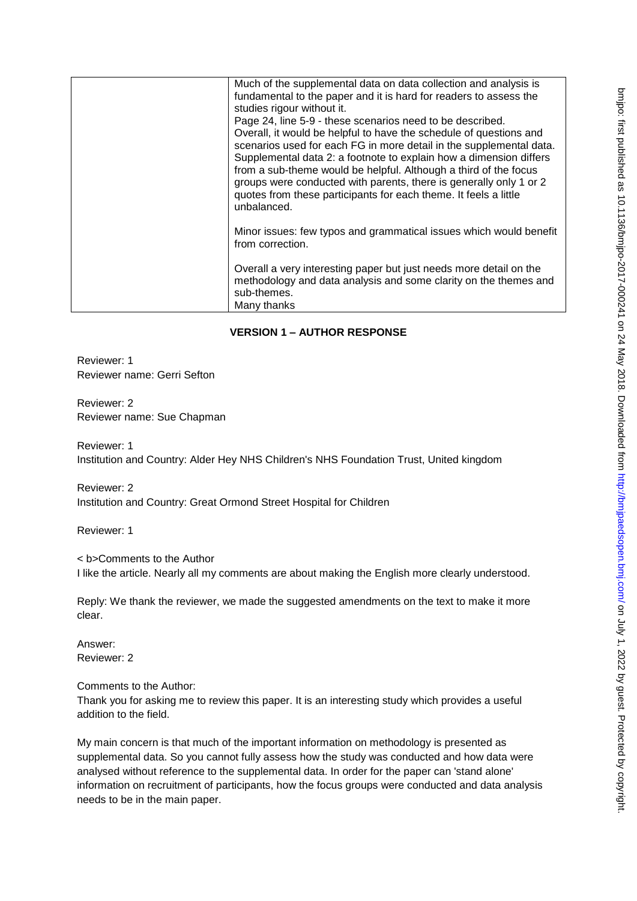| | Much of the supplemental data on data collection and analysis is fundamental to the paper and it is hard for readers to assess the studies rigour without it.<br>Page 24, line 5-9 - these scenarios need to be described.<br>Overall, it would be helpful to have the schedule of questions and scenarios used for each FG in more detail in the supplemental data.<br>Supplemental data 2: a footnote to explain how a dimension differs from a sub-theme would be helpful. Although a third of the focus groups were conducted with parents, there is generally only 1 or 2 quotes from these participants for each theme. It feels a little unbalanced.<br><br>Minor issues: few typos and grammatical issues which would benefit from correction.<br><br>Overall a very interesting paper but just needs more detail on the methodology and data analysis and some clarity on the themes and sub-themes.<br>Many thanks |
|---|---|

## VERSION 1 – AUTHOR RESPONSE

Reviewer: 1
Reviewer name: Gerri Sefton

Reviewer: 2
Reviewer name: Sue Chapman

Reviewer: 1
Institution and Country: Alder Hey NHS Children's NHS Foundation Trust, United kingdom

Reviewer: 2
Institution and Country: Great Ormond Street Hospital for Children

Reviewer: 1

< b>Comments to the Author
I like the article. Nearly all my comments are about making the English more clearly understood.

Reply: We thank the reviewer, we made the suggested amendments on the text to make it more clear.

Answer:
Reviewer: 2

Comments to the Author:
Thank you for asking me to review this paper. It is an interesting study which provides a useful addition to the field.

My main concern is that much of the important information on methodology is presented as supplemental data. So you cannot fully assess how the study was conducted and how data were analysed without reference to the supplemental data. In order for the paper can 'stand alone' information on recruitment of participants, how the focus groups were conducted and data analysis needs to be in the main paper.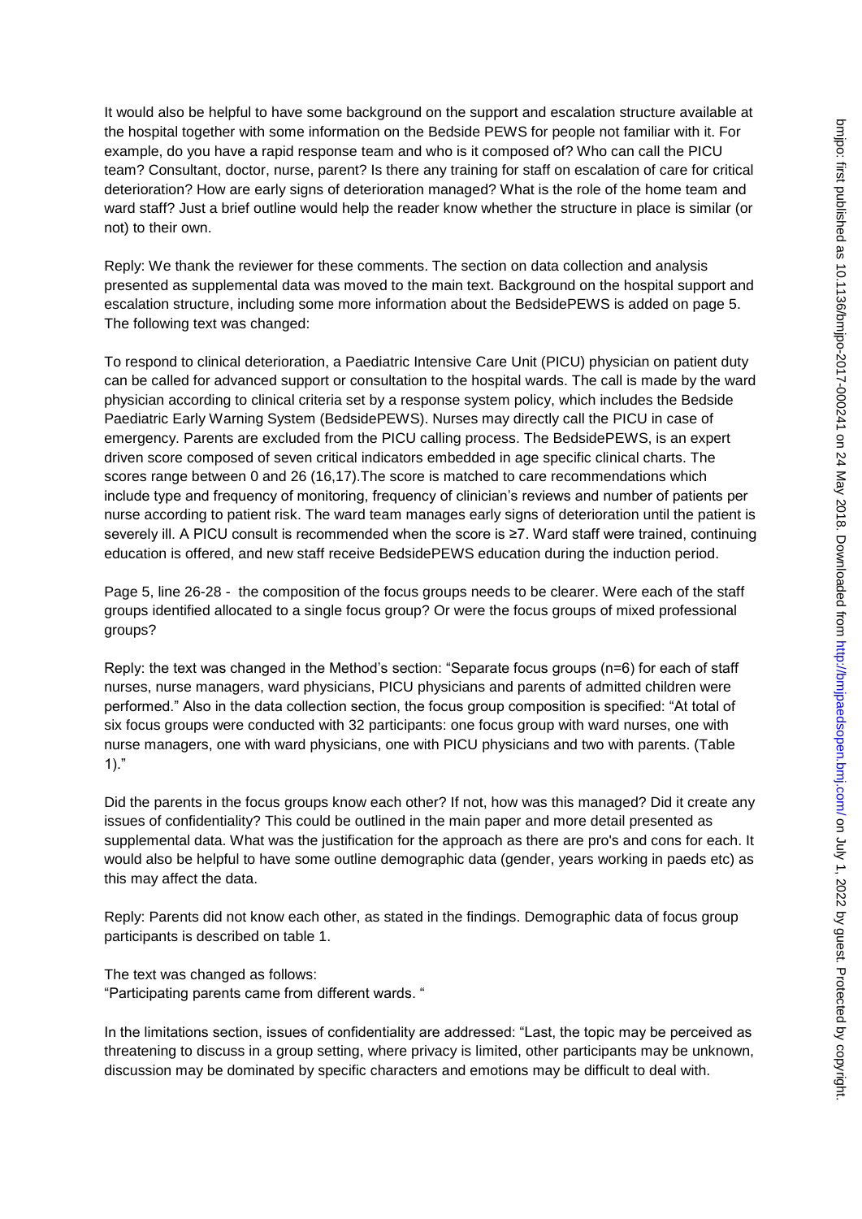It would also be helpful to have some background on the support and escalation structure available at the hospital together with some information on the Bedside PEWS for people not familiar with it. For example, do you have a rapid response team and who is it composed of? Who can call the PICU team? Consultant, doctor, nurse, parent? Is there any training for staff on escalation of care for critical deterioration? How are early signs of deterioration managed? What is the role of the home team and ward staff? Just a brief outline would help the reader know whether the structure in place is similar (or not) to their own.

Reply: We thank the reviewer for these comments. The section on data collection and analysis presented as supplemental data was moved to the main text. Background on the hospital support and escalation structure, including some more information about the BedsidePEWS is added on page 5. The following text was changed:

To respond to clinical deterioration, a Paediatric Intensive Care Unit (PICU) physician on patient duty can be called for advanced support or consultation to the hospital wards. The call is made by the ward physician according to clinical criteria set by a response system policy, which includes the Bedside Paediatric Early Warning System (BedsidePEWS). Nurses may directly call the PICU in case of emergency. Parents are excluded from the PICU calling process. The BedsidePEWS, is an expert driven score composed of seven critical indicators embedded in age specific clinical charts. The scores range between 0 and 26 (16,17).The score is matched to care recommendations which include type and frequency of monitoring, frequency of clinician's reviews and number of patients per nurse according to patient risk. The ward team manages early signs of deterioration until the patient is severely ill. A PICU consult is recommended when the score is ≥7. Ward staff were trained, continuing education is offered, and new staff receive BedsidePEWS education during the induction period.

Page 5, line 26-28 - the composition of the focus groups needs to be clearer. Were each of the staff groups identified allocated to a single focus group? Or were the focus groups of mixed professional groups?

Reply: the text was changed in the Method's section: "Separate focus groups (n=6) for each of staff nurses, nurse managers, ward physicians, PICU physicians and parents of admitted children were performed." Also in the data collection section, the focus group composition is specified: "At total of six focus groups were conducted with 32 participants: one focus group with ward nurses, one with nurse managers, one with ward physicians, one with PICU physicians and two with parents. (Table 1)."

Did the parents in the focus groups know each other? If not, how was this managed? Did it create any issues of confidentiality? This could be outlined in the main paper and more detail presented as supplemental data. What was the justification for the approach as there are pro's and cons for each. It would also be helpful to have some outline demographic data (gender, years working in paeds etc) as this may affect the data.

Reply: Parents did not know each other, as stated in the findings. Demographic data of focus group participants is described on table 1.

The text was changed as follows:
"Participating parents came from different wards. "

In the limitations section, issues of confidentiality are addressed: "Last, the topic may be perceived as threatening to discuss in a group setting, where privacy is limited, other participants may be unknown, discussion may be dominated by specific characters and emotions may be difficult to deal with.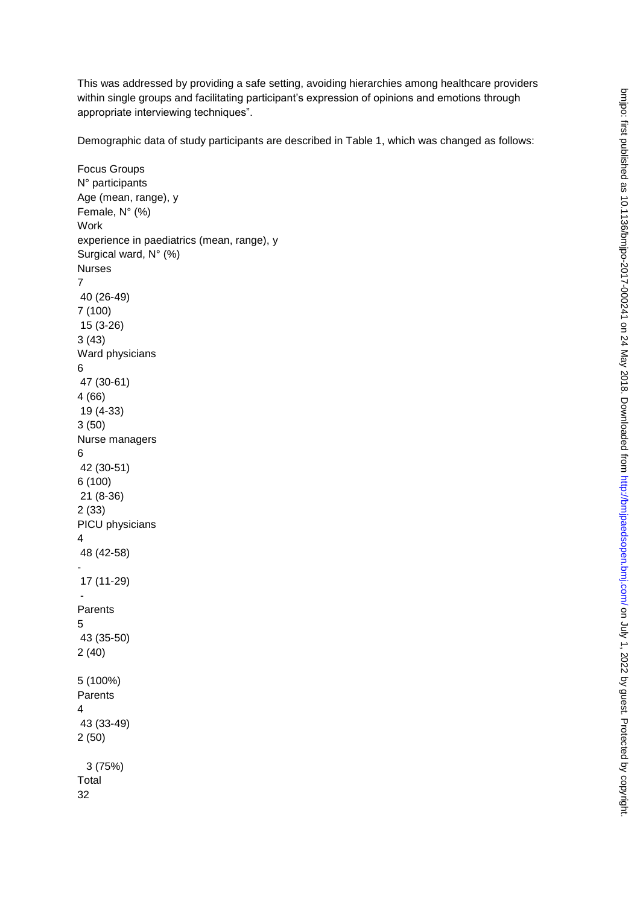This was addressed by providing a safe setting, avoiding hierarchies among healthcare providers within single groups and facilitating participant's expression of opinions and emotions through appropriate interviewing techniques".

Demographic data of study participants are described in Table 1, which was changed as follows:

| Focus Groups | N° participants | Age (mean, range), y | Female, N° (%) | Work experience in paediatrics (mean, range), y | Surgical ward, N° (%) |
|---|---|---|---|---|---|
| Nurses | 7 | 40 (26-49) | 7 (100) | 15 (3-26) | 3 (43) |
| Ward physicians | 6 | 47 (30-61) | 4 (66) | 19 (4-33) | 3 (50) |
| Nurse managers | 6 | 42 (30-51) | 6 (100) | 21 (8-36) | 2 (33) |
| PICU physicians | 4 | 48 (42-58) | - | 17 (11-29) | - |
| Parents | 5 | 43 (35-50) | 2 (40) | | 5 (100%) |
| Parents | 4 | 43 (33-49) | 2 (50) | | 3 (75%) |
| Total | 32 | | | | |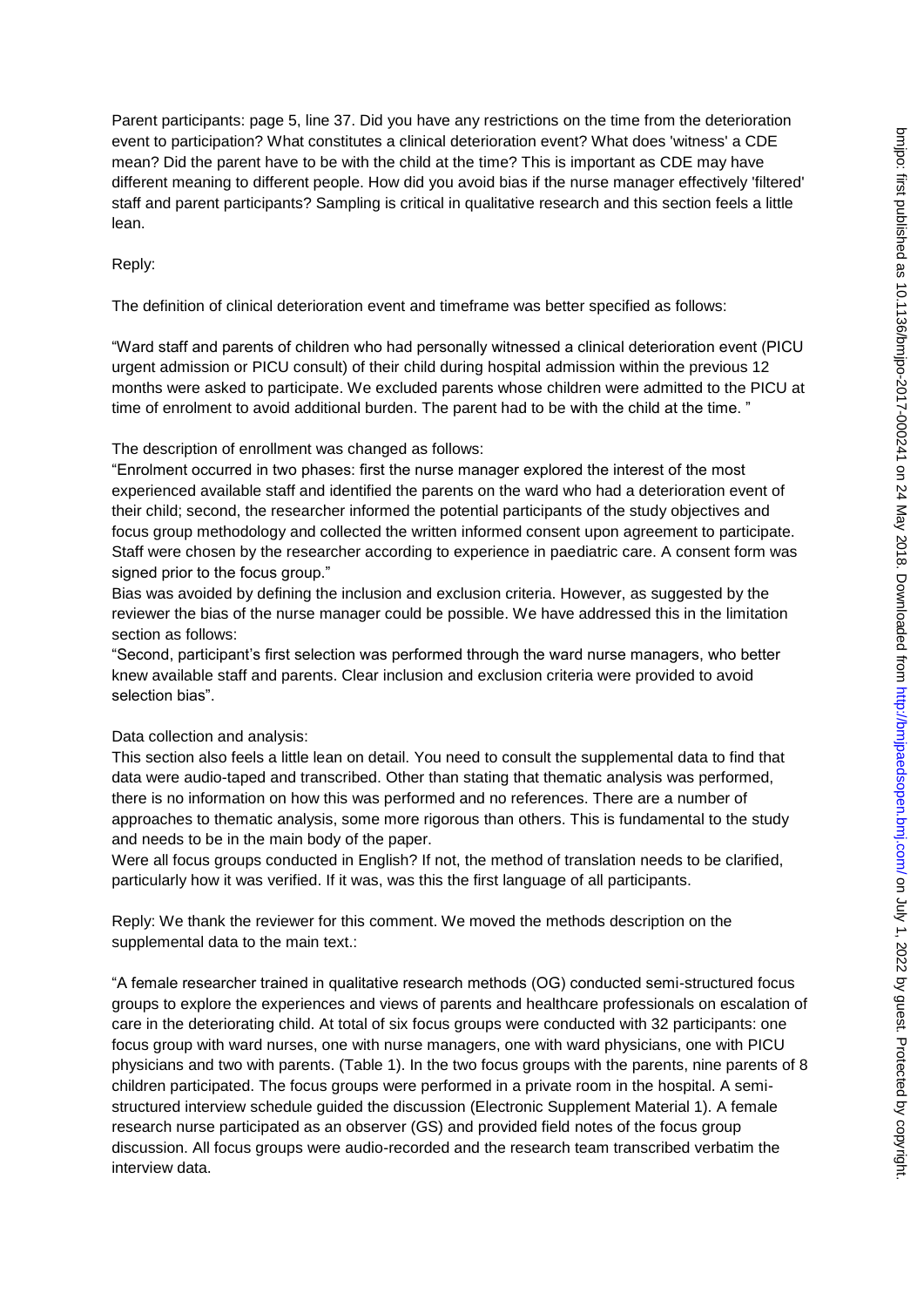Parent participants: page 5, line 37. Did you have any restrictions on the time from the deterioration event to participation? What constitutes a clinical deterioration event? What does 'witness' a CDE mean? Did the parent have to be with the child at the time? This is important as CDE may have different meaning to different people. How did you avoid bias if the nurse manager effectively 'filtered' staff and parent participants? Sampling is critical in qualitative research and this section feels a little lean.

Reply:

The definition of clinical deterioration event and timeframe was better specified as follows:

"Ward staff and parents of children who had personally witnessed a clinical deterioration event (PICU urgent admission or PICU consult) of their child during hospital admission within the previous 12 months were asked to participate. We excluded parents whose children were admitted to the PICU at time of enrolment to avoid additional burden. The parent had to be with the child at the time. "

The description of enrollment was changed as follows:

"Enrolment occurred in two phases: first the nurse manager explored the interest of the most experienced available staff and identified the parents on the ward who had a deterioration event of their child; second, the researcher informed the potential participants of the study objectives and focus group methodology and collected the written informed consent upon agreement to participate. Staff were chosen by the researcher according to experience in paediatric care. A consent form was signed prior to the focus group."

Bias was avoided by defining the inclusion and exclusion criteria. However, as suggested by the reviewer the bias of the nurse manager could be possible. We have addressed this in the limitation section as follows:

"Second, participant's first selection was performed through the ward nurse managers, who better knew available staff and parents. Clear inclusion and exclusion criteria were provided to avoid selection bias".

Data collection and analysis:

This section also feels a little lean on detail. You need to consult the supplemental data to find that data were audio-taped and transcribed. Other than stating that thematic analysis was performed, there is no information on how this was performed and no references. There are a number of approaches to thematic analysis, some more rigorous than others. This is fundamental to the study and needs to be in the main body of the paper.

Were all focus groups conducted in English? If not, the method of translation needs to be clarified, particularly how it was verified. If it was, was this the first language of all participants.

Reply: We thank the reviewer for this comment. We moved the methods description on the supplemental data to the main text.:

"A female researcher trained in qualitative research methods (OG) conducted semi-structured focus groups to explore the experiences and views of parents and healthcare professionals on escalation of care in the deteriorating child. At total of six focus groups were conducted with 32 participants: one focus group with ward nurses, one with nurse managers, one with ward physicians, one with PICU physicians and two with parents. (Table 1). In the two focus groups with the parents, nine parents of 8 children participated. The focus groups were performed in a private room in the hospital. A semi-structured interview schedule guided the discussion (Electronic Supplement Material 1). A female research nurse participated as an observer (GS) and provided field notes of the focus group discussion. All focus groups were audio-recorded and the research team transcribed verbatim the interview data.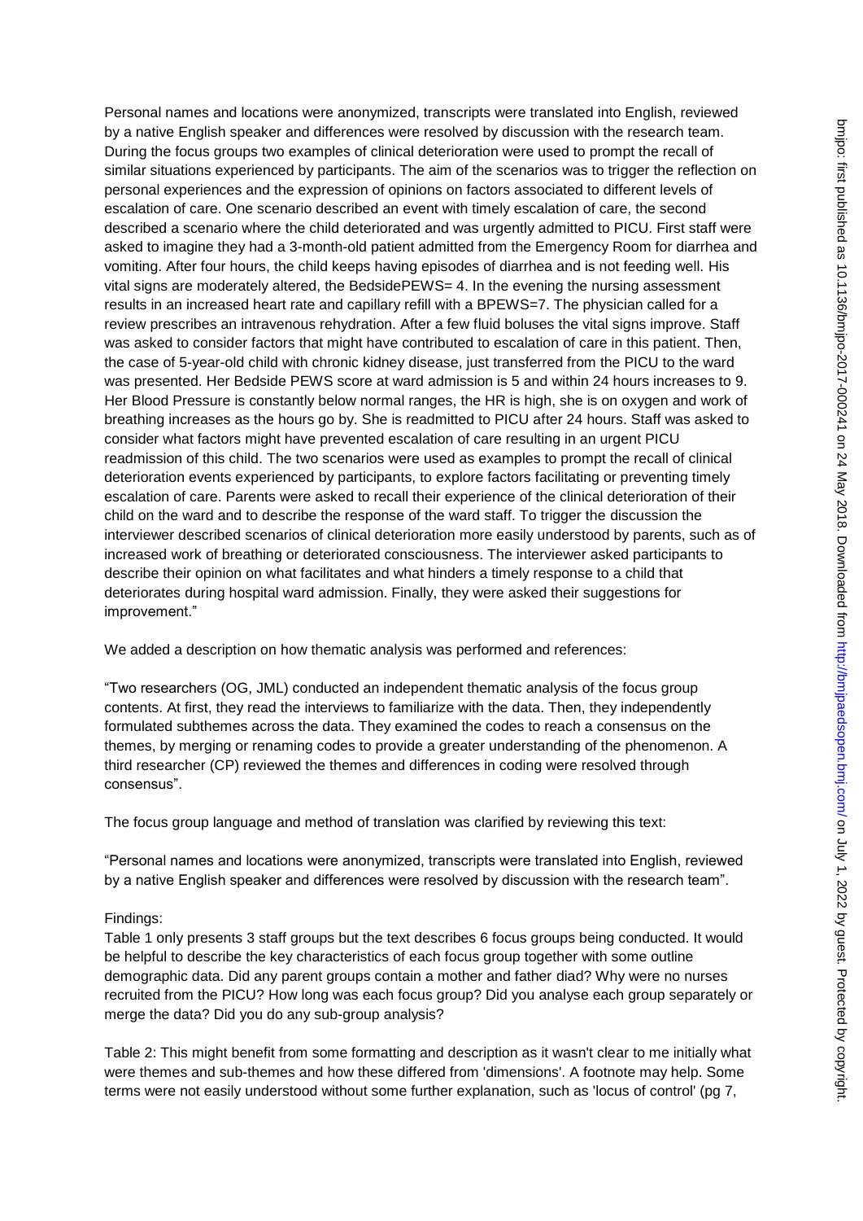Personal names and locations were anonymized, transcripts were translated into English, reviewed by a native English speaker and differences were resolved by discussion with the research team. During the focus groups two examples of clinical deterioration were used to prompt the recall of similar situations experienced by participants. The aim of the scenarios was to trigger the reflection on personal experiences and the expression of opinions on factors associated to different levels of escalation of care. One scenario described an event with timely escalation of care, the second described a scenario where the child deteriorated and was urgently admitted to PICU. First staff were asked to imagine they had a 3-month-old patient admitted from the Emergency Room for diarrhea and vomiting. After four hours, the child keeps having episodes of diarrhea and is not feeding well. His vital signs are moderately altered, the BedsidePEWS= 4. In the evening the nursing assessment results in an increased heart rate and capillary refill with a BPEWS=7. The physician called for a review prescribes an intravenous rehydration. After a few fluid boluses the vital signs improve. Staff was asked to consider factors that might have contributed to escalation of care in this patient. Then, the case of 5-year-old child with chronic kidney disease, just transferred from the PICU to the ward was presented. Her Bedside PEWS score at ward admission is 5 and within 24 hours increases to 9. Her Blood Pressure is constantly below normal ranges, the HR is high, she is on oxygen and work of breathing increases as the hours go by. She is readmitted to PICU after 24 hours. Staff was asked to consider what factors might have prevented escalation of care resulting in an urgent PICU readmission of this child. The two scenarios were used as examples to prompt the recall of clinical deterioration events experienced by participants, to explore factors facilitating or preventing timely escalation of care. Parents were asked to recall their experience of the clinical deterioration of their child on the ward and to describe the response of the ward staff. To trigger the discussion the interviewer described scenarios of clinical deterioration more easily understood by parents, such as of increased work of breathing or deteriorated consciousness. The interviewer asked participants to describe their opinion on what facilitates and what hinders a timely response to a child that deteriorates during hospital ward admission. Finally, they were asked their suggestions for improvement."

We added a description on how thematic analysis was performed and references:

"Two researchers (OG, JML) conducted an independent thematic analysis of the focus group contents. At first, they read the interviews to familiarize with the data. Then, they independently formulated subthemes across the data. They examined the codes to reach a consensus on the themes, by merging or renaming codes to provide a greater understanding of the phenomenon. A third researcher (CP) reviewed the themes and differences in coding were resolved through consensus".

The focus group language and method of translation was clarified by reviewing this text:

"Personal names and locations were anonymized, transcripts were translated into English, reviewed by a native English speaker and differences were resolved by discussion with the research team".

Findings:
Table 1 only presents 3 staff groups but the text describes 6 focus groups being conducted. It would be helpful to describe the key characteristics of each focus group together with some outline demographic data. Did any parent groups contain a mother and father diad? Why were no nurses recruited from the PICU? How long was each focus group? Did you analyse each group separately or merge the data? Did you do any sub-group analysis?

Table 2: This might benefit from some formatting and description as it wasn't clear to me initially what were themes and sub-themes and how these differed from 'dimensions'. A footnote may help. Some terms were not easily understood without some further explanation, such as 'locus of control' (pg 7,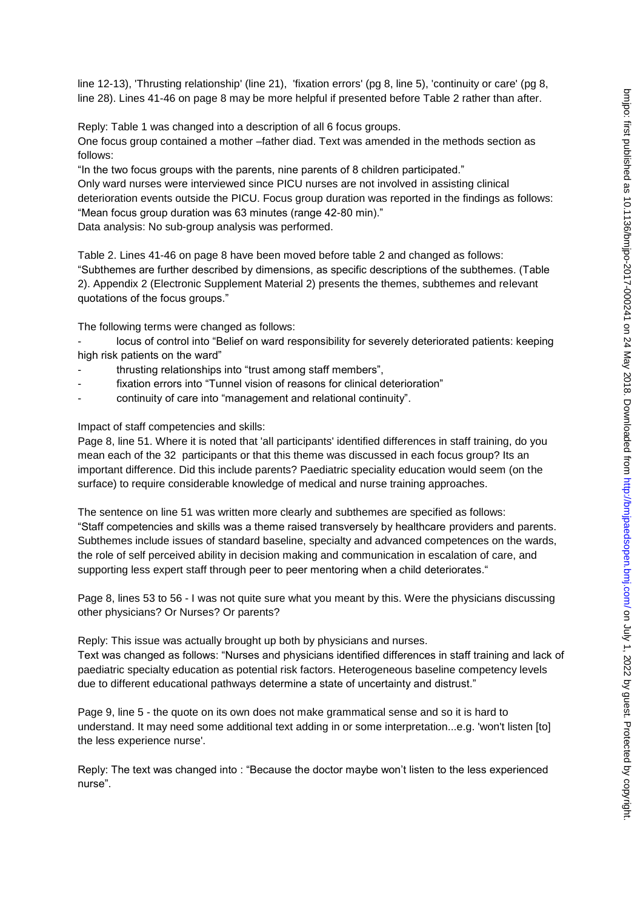line 12-13), 'Thrusting relationship' (line 21), 'fixation errors' (pg 8, line 5), 'continuity or care' (pg 8, line 28). Lines 41-46 on page 8 may be more helpful if presented before Table 2 rather than after.

Reply: Table 1 was changed into a description of all 6 focus groups.
One focus group contained a mother –father diad. Text was amended in the methods section as follows:
"In the two focus groups with the parents, nine parents of 8 children participated."
Only ward nurses were interviewed since PICU nurses are not involved in assisting clinical deterioration events outside the PICU. Focus group duration was reported in the findings as follows: "Mean focus group duration was 63 minutes (range 42-80 min)."
Data analysis: No sub-group analysis was performed.

Table 2. Lines 41-46 on page 8 have been moved before table 2 and changed as follows:
"Subthemes are further described by dimensions, as specific descriptions of the subthemes. (Table 2). Appendix 2 (Electronic Supplement Material 2) presents the themes, subthemes and relevant quotations of the focus groups."

The following terms were changed as follows:

- locus of control into "Belief on ward responsibility for severely deteriorated patients: keeping high risk patients on the ward"
- thrusting relationships into "trust among staff members",
- fixation errors into "Tunnel vision of reasons for clinical deterioration"
- continuity of care into "management and relational continuity".

Impact of staff competencies and skills:
Page 8, line 51. Where it is noted that 'all participants' identified differences in staff training, do you mean each of the 32 participants or that this theme was discussed in each focus group? Its an important difference. Did this include parents? Paediatric speciality education would seem (on the surface) to require considerable knowledge of medical and nurse training approaches.

The sentence on line 51 was written more clearly and subthemes are specified as follows:
"Staff competencies and skills was a theme raised transversely by healthcare providers and parents. Subthemes include issues of standard baseline, specialty and advanced competences on the wards, the role of self perceived ability in decision making and communication in escalation of care, and supporting less expert staff through peer to peer mentoring when a child deteriorates."

Page 8, lines 53 to 56 - I was not quite sure what you meant by this. Were the physicians discussing other physicians? Or Nurses? Or parents?

Reply: This issue was actually brought up both by physicians and nurses.
Text was changed as follows: "Nurses and physicians identified differences in staff training and lack of paediatric specialty education as potential risk factors. Heterogeneous baseline competency levels due to different educational pathways determine a state of uncertainty and distrust."

Page 9, line 5 - the quote on its own does not make grammatical sense and so it is hard to understand. It may need some additional text adding in or some interpretation...e.g. 'won't listen [to] the less experience nurse'.

Reply: The text was changed into : "Because the doctor maybe won't listen to the less experienced nurse".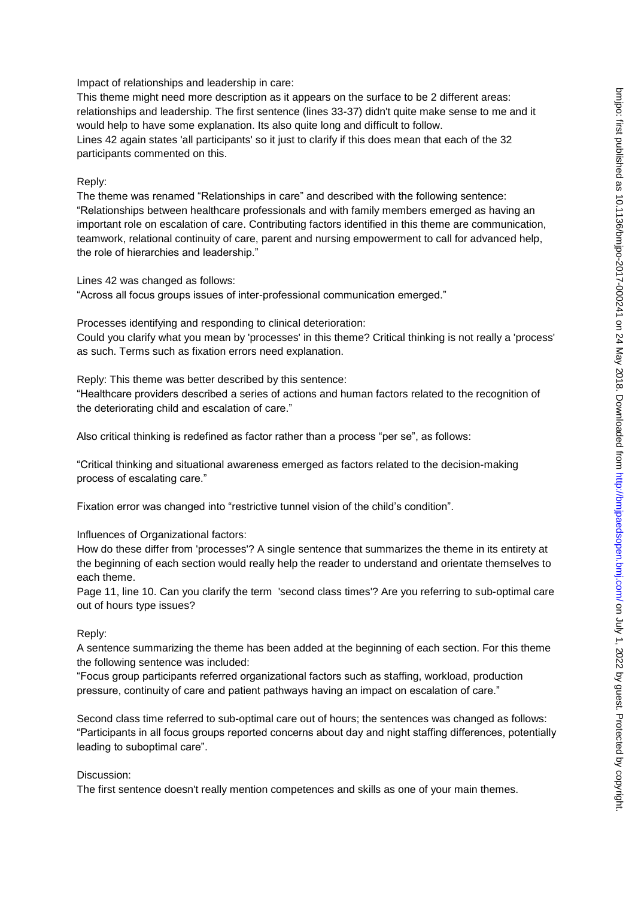Impact of relationships and leadership in care:

This theme might need more description as it appears on the surface to be 2 different areas: relationships and leadership. The first sentence (lines 33-37) didn't quite make sense to me and it would help to have some explanation. Its also quite long and difficult to follow.

Lines 42 again states 'all participants' so it just to clarify if this does mean that each of the 32 participants commented on this.

Reply:

The theme was renamed "Relationships in care" and described with the following sentence: "Relationships between healthcare professionals and with family members emerged as having an important role on escalation of care. Contributing factors identified in this theme are communication, teamwork, relational continuity of care, parent and nursing empowerment to call for advanced help, the role of hierarchies and leadership."

Lines 42 was changed as follows:

"Across all focus groups issues of inter-professional communication emerged."

Processes identifying and responding to clinical deterioration:

Could you clarify what you mean by 'processes' in this theme? Critical thinking is not really a 'process' as such. Terms such as fixation errors need explanation.

Reply: This theme was better described by this sentence:

"Healthcare providers described a series of actions and human factors related to the recognition of the deteriorating child and escalation of care."

Also critical thinking is redefined as factor rather than a process "per se", as follows:

"Critical thinking and situational awareness emerged as factors related to the decision-making process of escalating care."

Fixation error was changed into "restrictive tunnel vision of the child's condition".

Influences of Organizational factors:

How do these differ from 'processes'? A single sentence that summarizes the theme in its entirety at the beginning of each section would really help the reader to understand and orientate themselves to each theme.

Page 11, line 10. Can you clarify the term 'second class times'? Are you referring to sub-optimal care out of hours type issues?

Reply:

A sentence summarizing the theme has been added at the beginning of each section. For this theme the following sentence was included:

"Focus group participants referred organizational factors such as staffing, workload, production pressure, continuity of care and patient pathways having an impact on escalation of care."

Second class time referred to sub-optimal care out of hours; the sentences was changed as follows: "Participants in all focus groups reported concerns about day and night staffing differences, potentially leading to suboptimal care".

Discussion:

The first sentence doesn't really mention competences and skills as one of your main themes.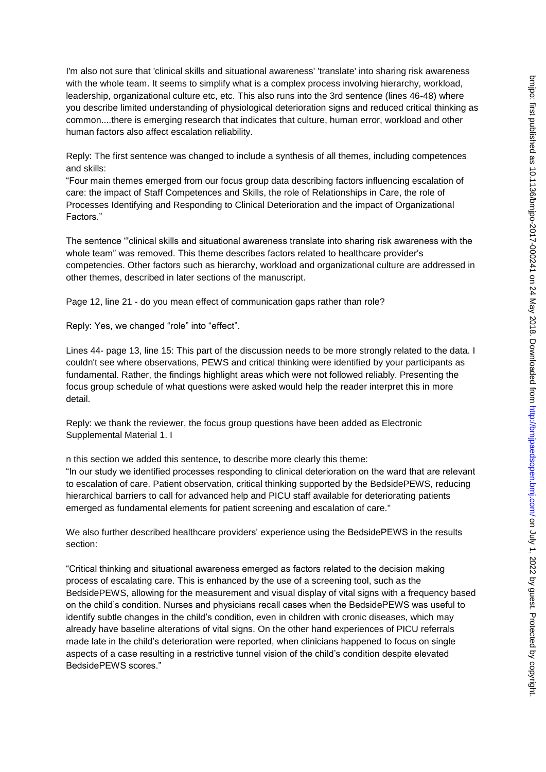I'm also not sure that 'clinical skills and situational awareness' 'translate' into sharing risk awareness with the whole team. It seems to simplify what is a complex process involving hierarchy, workload, leadership, organizational culture etc, etc. This also runs into the 3rd sentence (lines 46-48) where you describe limited understanding of physiological deterioration signs and reduced critical thinking as common....there is emerging research that indicates that culture, human error, workload and other human factors also affect escalation reliability.

Reply: The first sentence was changed to include a synthesis of all themes, including competences and skills:

"Four main themes emerged from our focus group data describing factors influencing escalation of care: the impact of Staff Competences and Skills, the role of Relationships in Care, the role of Processes Identifying and Responding to Clinical Deterioration and the impact of Organizational Factors."

The sentence "'clinical skills and situational awareness translate into sharing risk awareness with the whole team" was removed. This theme describes factors related to healthcare provider's competencies. Other factors such as hierarchy, workload and organizational culture are addressed in other themes, described in later sections of the manuscript.

Page 12, line 21 - do you mean effect of communication gaps rather than role?

Reply: Yes, we changed "role" into "effect".

Lines 44- page 13, line 15: This part of the discussion needs to be more strongly related to the data. I couldn't see where observations, PEWS and critical thinking were identified by your participants as fundamental. Rather, the findings highlight areas which were not followed reliably. Presenting the focus group schedule of what questions were asked would help the reader interpret this in more detail.

Reply: we thank the reviewer, the focus group questions have been added as Electronic Supplemental Material 1. I

n this section we added this sentence, to describe more clearly this theme:
"In our study we identified processes responding to clinical deterioration on the ward that are relevant to escalation of care. Patient observation, critical thinking supported by the BedsidePEWS, reducing hierarchical barriers to call for advanced help and PICU staff available for deteriorating patients emerged as fundamental elements for patient screening and escalation of care."

We also further described healthcare providers' experience using the BedsidePEWS in the results section:

"Critical thinking and situational awareness emerged as factors related to the decision making process of escalating care. This is enhanced by the use of a screening tool, such as the BedsidePEWS, allowing for the measurement and visual display of vital signs with a frequency based on the child's condition. Nurses and physicians recall cases when the BedsidePEWS was useful to identify subtle changes in the child's condition, even in children with cronic diseases, which may already have baseline alterations of vital signs. On the other hand experiences of PICU referrals made late in the child's deterioration were reported, when clinicians happened to focus on single aspects of a case resulting in a restrictive tunnel vision of the child's condition despite elevated BedsidePEWS scores."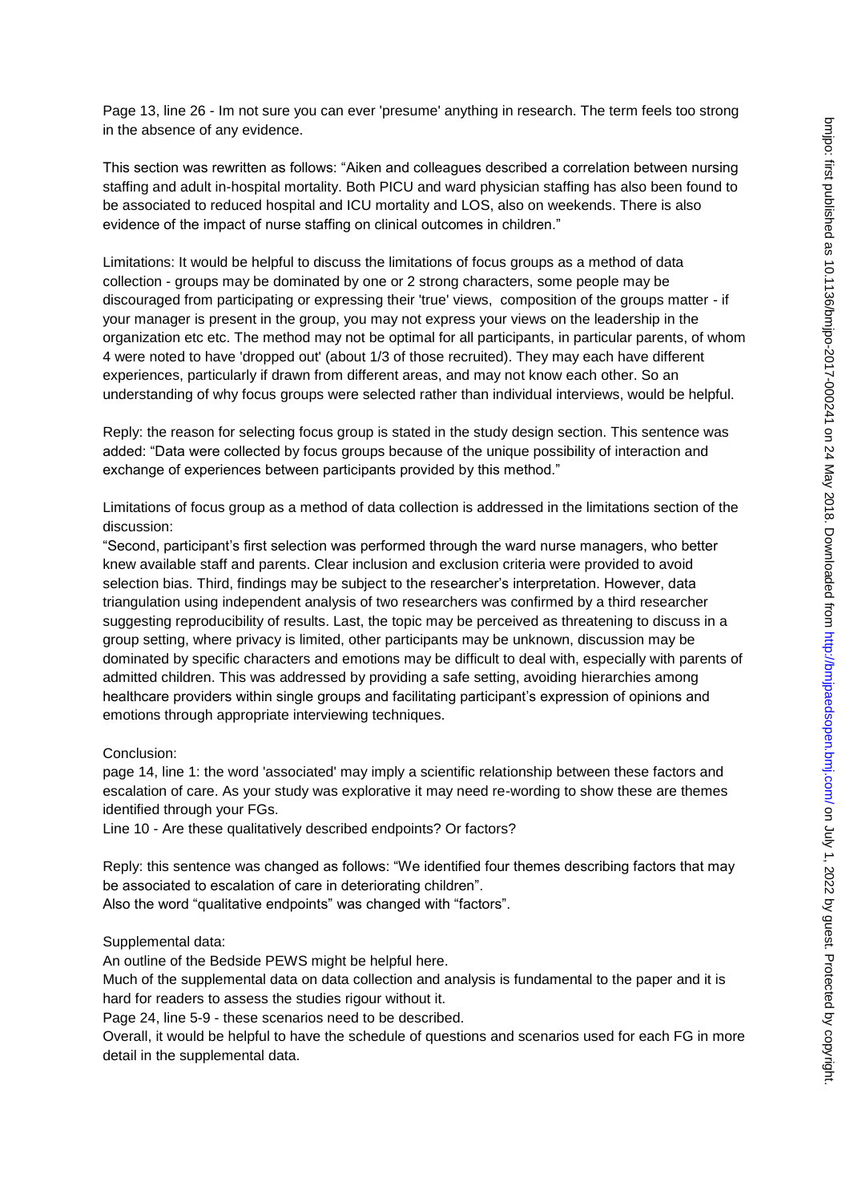Page 13, line 26 - Im not sure you can ever 'presume' anything in research. The term feels too strong in the absence of any evidence.

This section was rewritten as follows: "Aiken and colleagues described a correlation between nursing staffing and adult in-hospital mortality. Both PICU and ward physician staffing has also been found to be associated to reduced hospital and ICU mortality and LOS, also on weekends. There is also evidence of the impact of nurse staffing on clinical outcomes in children."

Limitations: It would be helpful to discuss the limitations of focus groups as a method of data collection - groups may be dominated by one or 2 strong characters, some people may be discouraged from participating or expressing their 'true' views, composition of the groups matter - if your manager is present in the group, you may not express your views on the leadership in the organization etc etc. The method may not be optimal for all participants, in particular parents, of whom 4 were noted to have 'dropped out' (about 1/3 of those recruited). They may each have different experiences, particularly if drawn from different areas, and may not know each other. So an understanding of why focus groups were selected rather than individual interviews, would be helpful.

Reply: the reason for selecting focus group is stated in the study design section. This sentence was added: "Data were collected by focus groups because of the unique possibility of interaction and exchange of experiences between participants provided by this method."

Limitations of focus group as a method of data collection is addressed in the limitations section of the discussion:

"Second, participant's first selection was performed through the ward nurse managers, who better knew available staff and parents. Clear inclusion and exclusion criteria were provided to avoid selection bias. Third, findings may be subject to the researcher's interpretation. However, data triangulation using independent analysis of two researchers was confirmed by a third researcher suggesting reproducibility of results. Last, the topic may be perceived as threatening to discuss in a group setting, where privacy is limited, other participants may be unknown, discussion may be dominated by specific characters and emotions may be difficult to deal with, especially with parents of admitted children. This was addressed by providing a safe setting, avoiding hierarchies among healthcare providers within single groups and facilitating participant's expression of opinions and emotions through appropriate interviewing techniques.

Conclusion:

page 14, line 1: the word 'associated' may imply a scientific relationship between these factors and escalation of care. As your study was explorative it may need re-wording to show these are themes identified through your FGs.

Line 10 - Are these qualitatively described endpoints? Or factors?

Reply: this sentence was changed as follows: "We identified four themes describing factors that may be associated to escalation of care in deteriorating children".

Also the word "qualitative endpoints" was changed with "factors".

Supplemental data:

An outline of the Bedside PEWS might be helpful here.

Much of the supplemental data on data collection and analysis is fundamental to the paper and it is hard for readers to assess the studies rigour without it.

Page 24, line 5-9 - these scenarios need to be described.

Overall, it would be helpful to have the schedule of questions and scenarios used for each FG in more detail in the supplemental data.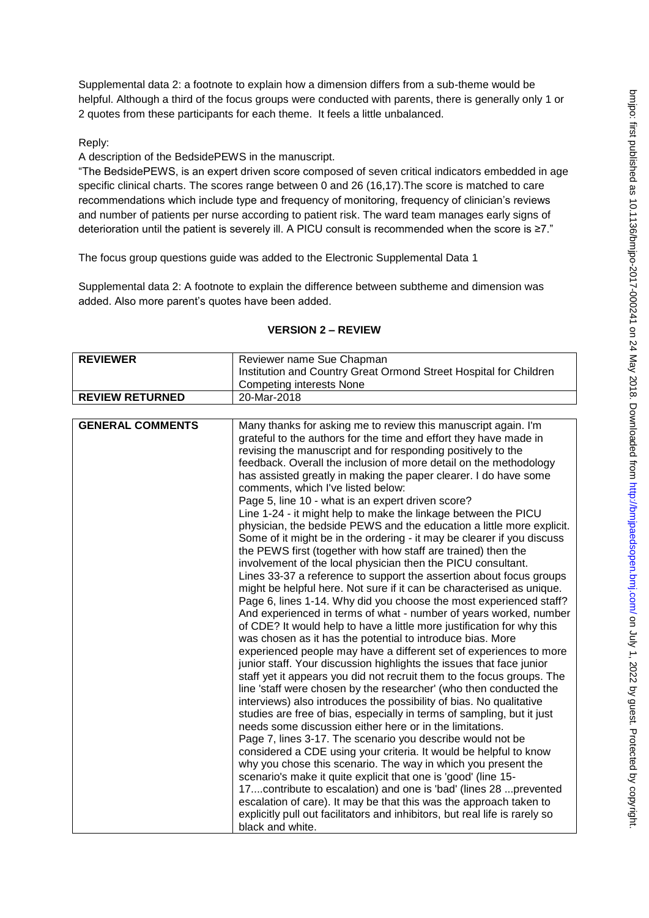Supplemental data 2: a footnote to explain how a dimension differs from a sub-theme would be helpful. Although a third of the focus groups were conducted with parents, there is generally only 1 or 2 quotes from these participants for each theme. It feels a little unbalanced.

Reply:

A description of the BedsidePEWS in the manuscript.

"The BedsidePEWS, is an expert driven score composed of seven critical indicators embedded in age specific clinical charts. The scores range between 0 and 26 (16,17).The score is matched to care recommendations which include type and frequency of monitoring, frequency of clinician's reviews and number of patients per nurse according to patient risk. The ward team manages early signs of deterioration until the patient is severely ill. A PICU consult is recommended when the score is ≥7."

The focus group questions guide was added to the Electronic Supplemental Data 1

Supplemental data 2: A footnote to explain the difference between subtheme and dimension was added. Also more parent's quotes have been added.

## VERSION 2 – REVIEW

| REVIEWER | Reviewer name Sue Chapman<br>Institution and Country Great Ormond Street Hospital for Children<br>Competing interests None |
|---|---|
| REVIEW RETURNED | 20-Mar-2018 |

| GENERAL COMMENTS | Many thanks for asking me to review this manuscript again. I'm grateful to the authors for the time and effort they have made in revising the manuscript and for responding positively to the feedback. Overall the inclusion of more detail on the methodology has assisted greatly in making the paper clearer. I do have some comments, which I've listed below:<br>Page 5, line 10 - what is an expert driven score?<br>Line 1-24 - it might help to make the linkage between the PICU physician, the bedside PEWS and the education a little more explicit. Some of it might be in the ordering - it may be clearer if you discuss the PEWS first (together with how staff are trained) then the involvement of the local physician then the PICU consultant.<br>Lines 33-37 a reference to support the assertion about focus groups might be helpful here. Not sure if it can be characterised as unique.<br>Page 6, lines 1-14. Why did you choose the most experienced staff? And experienced in terms of what - number of years worked, number of CDE? It would help to have a little more justification for why this was chosen as it has the potential to introduce bias. More experienced people may have a different set of experiences to more junior staff. Your discussion highlights the issues that face junior staff yet it appears you did not recruit them to the focus groups. The line 'staff were chosen by the researcher' (who then conducted the interviews) also introduces the possibility of bias. No qualitative studies are free of bias, especially in terms of sampling, but it just needs some discussion either here or in the limitations.<br>Page 7, lines 3-17. The scenario you describe would not be considered a CDE using your criteria. It would be helpful to know why you chose this scenario. The way in which you present the scenario's make it quite explicit that one is 'good' (line 15-17....contribute to escalation) and one is 'bad' (lines 28 ...prevented escalation of care). It may be that this was the approach taken to explicitly pull out facilitators and inhibitors, but real life is rarely so black and white. |
|---|---|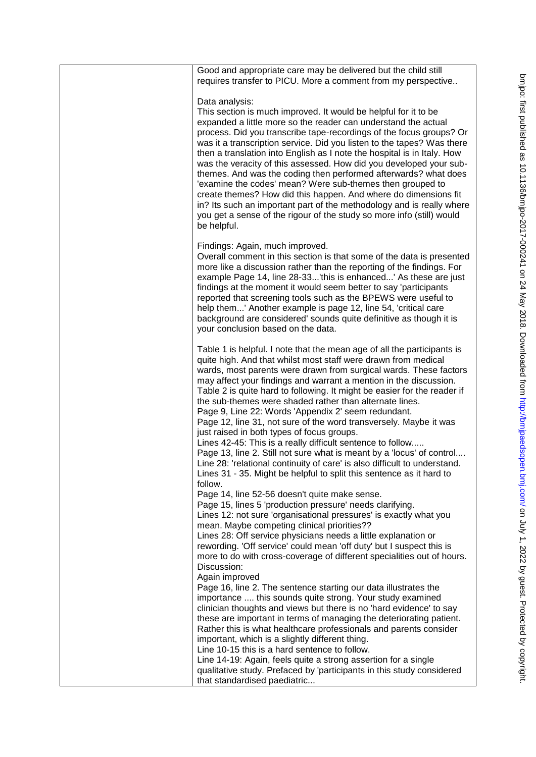Good and appropriate care may be delivered but the child still requires transfer to PICU. More a comment from my perspective..

Data analysis:
This section is much improved. It would be helpful for it to be expanded a little more so the reader can understand the actual process. Did you transcribe tape-recordings of the focus groups? Or was it a transcription service. Did you listen to the tapes? Was there then a translation into English as I note the hospital is in Italy. How was the veracity of this assessed. How did you developed your sub-themes. And was the coding then performed afterwards? what does 'examine the codes' mean? Were sub-themes then grouped to create themes? How did this happen. And where do dimensions fit in? Its such an important part of the methodology and is really where you get a sense of the rigour of the study so more info (still) would be helpful.

Findings: Again, much improved.
Overall comment in this section is that some of the data is presented more like a discussion rather than the reporting of the findings. For example Page 14, line 28-33...'this is enhanced...' As these are just findings at the moment it would seem better to say 'participants reported that screening tools such as the BPEWS were useful to help them...' Another example is page 12, line 54, 'critical care background are considered' sounds quite definitive as though it is your conclusion based on the data.

Table 1 is helpful. I note that the mean age of all the participants is quite high. And that whilst most staff were drawn from medical wards, most parents were drawn from surgical wards. These factors may affect your findings and warrant a mention in the discussion.
Table 2 is quite hard to following. It might be easier for the reader if the sub-themes were shaded rather than alternate lines.
Page 9, Line 22: Words 'Appendix 2' seem redundant.
Page 12, line 31, not sure of the word transversely. Maybe it was just raised in both types of focus groups.
Lines 42-45: This is a really difficult sentence to follow.....
Page 13, line 2. Still not sure what is meant by a 'locus' of control....
Line 28: 'relational continuity of care' is also difficult to understand.
Lines 31 - 35. Might be helpful to split this sentence as it hard to follow.
Page 14, line 52-56 doesn't quite make sense.
Page 15, lines 5 'production pressure' needs clarifying.
Lines 12: not sure 'organisational pressures' is exactly what you mean. Maybe competing clinical priorities??
Lines 28: Off service physicians needs a little explanation or rewording. 'Off service' could mean 'off duty' but I suspect this is more to do with cross-coverage of different specialities out of hours.
Discussion:
Again improved
Page 16, line 2. The sentence starting our data illustrates the importance .... this sounds quite strong. Your study examined clinician thoughts and views but there is no 'hard evidence' to say these are important in terms of managing the deteriorating patient. Rather this is what healthcare professionals and parents consider important, which is a slightly different thing.
Line 10-15 this is a hard sentence to follow.
Line 14-19: Again, feels quite a strong assertion for a single qualitative study. Prefaced by 'participants in this study considered that standardised paediatric...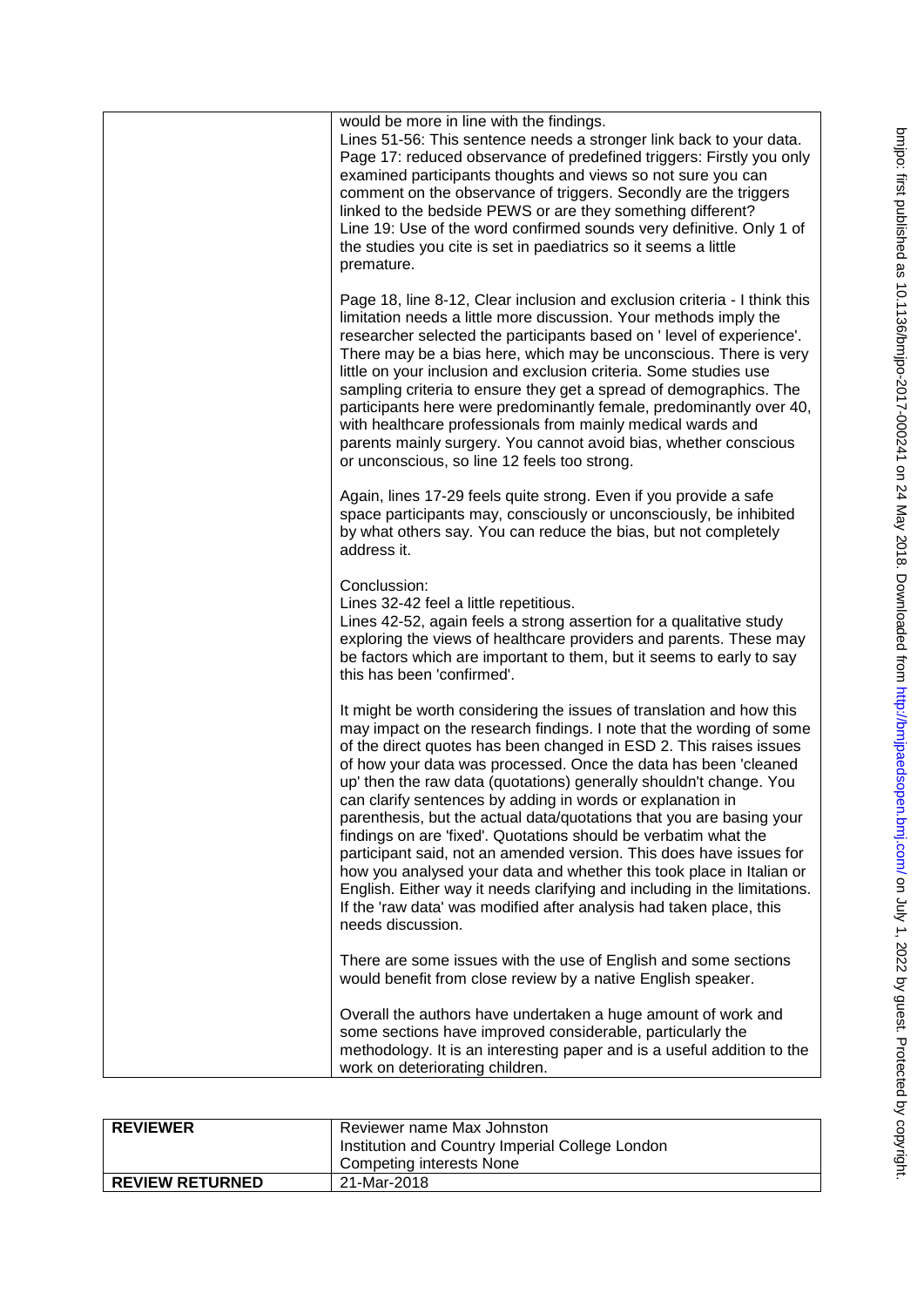would be more in line with the findings.
Lines 51-56: This sentence needs a stronger link back to your data.
Page 17: reduced observance of predefined triggers: Firstly you only examined participants thoughts and views so not sure you can comment on the observance of triggers. Secondly are the triggers linked to the bedside PEWS or are they something different?
Line 19: Use of the word confirmed sounds very definitive. Only 1 of the studies you cite is set in paediatrics so it seems a little premature.

Page 18, line 8-12, Clear inclusion and exclusion criteria - I think this limitation needs a little more discussion. Your methods imply the researcher selected the participants based on ' level of experience'. There may be a bias here, which may be unconscious. There is very little on your inclusion and exclusion criteria. Some studies use sampling criteria to ensure they get a spread of demographics. The participants here were predominantly female, predominantly over 40, with healthcare professionals from mainly medical wards and parents mainly surgery. You cannot avoid bias, whether conscious or unconscious, so line 12 feels too strong.

Again, lines 17-29 feels quite strong. Even if you provide a safe space participants may, consciously or unconsciously, be inhibited by what others say. You can reduce the bias, but not completely address it.

Conclussion:
Lines 32-42 feel a little repetitious.
Lines 42-52, again feels a strong assertion for a qualitative study exploring the views of healthcare providers and parents. These may be factors which are important to them, but it seems to early to say this has been 'confirmed'.

It might be worth considering the issues of translation and how this may impact on the research findings. I note that the wording of some of the direct quotes has been changed in ESD 2. This raises issues of how your data was processed. Once the data has been 'cleaned up' then the raw data (quotations) generally shouldn't change. You can clarify sentences by adding in words or explanation in parenthesis, but the actual data/quotations that you are basing your findings on are 'fixed'. Quotations should be verbatim what the participant said, not an amended version. This does have issues for how you analysed your data and whether this took place in Italian or English. Either way it needs clarifying and including in the limitations. If the 'raw data' was modified after analysis had taken place, this needs discussion.

There are some issues with the use of English and some sections would benefit from close review by a native English speaker.

Overall the authors have undertaken a huge amount of work and some sections have improved considerable, particularly the methodology. It is an interesting paper and is a useful addition to the work on deteriorating children.

| **REVIEWER** | Reviewer name Max Johnston<br>Institution and Country Imperial College London<br>Competing interests None |
|---|---|
| **REVIEW RETURNED** | 21-Mar-2018 |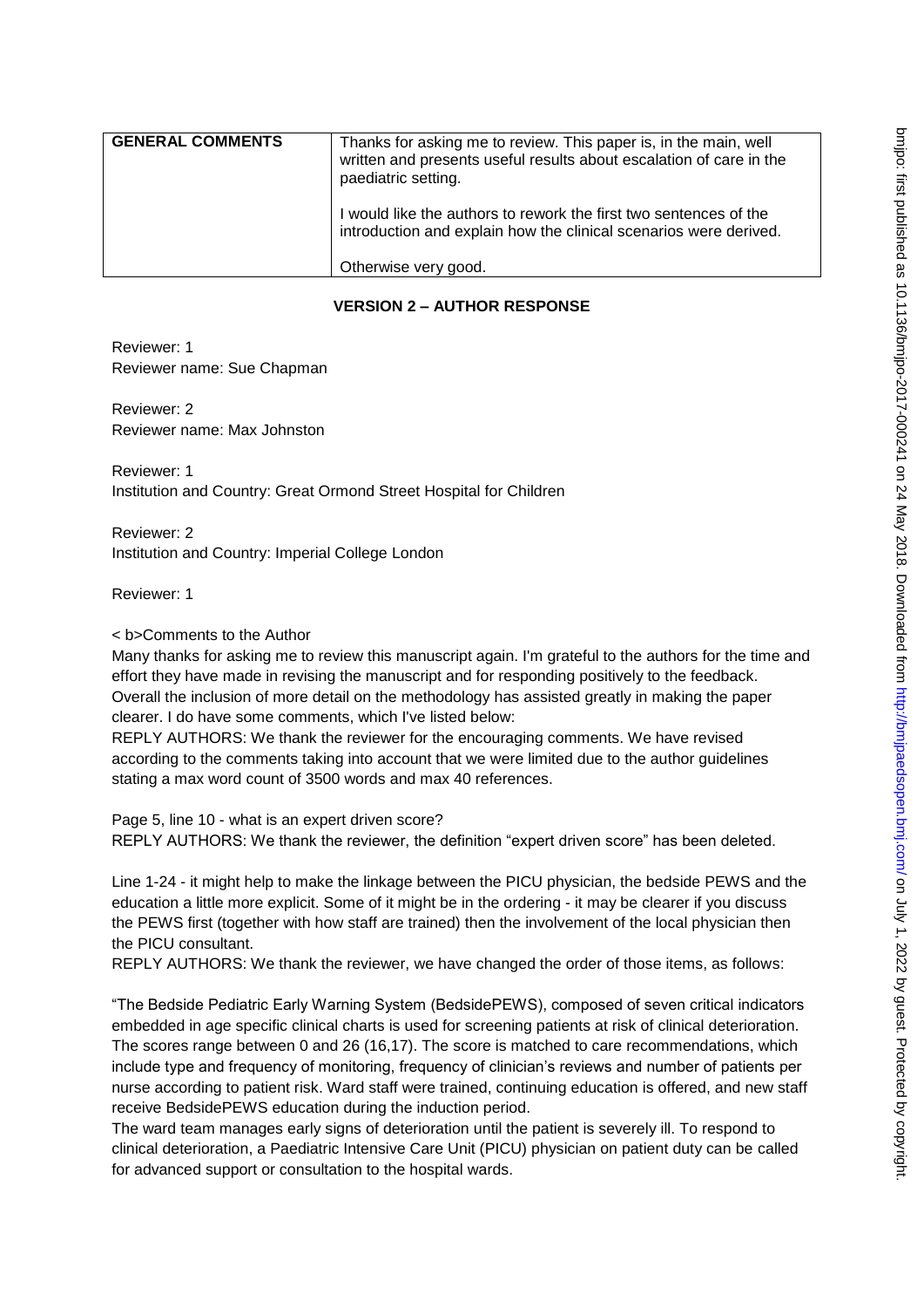| GENERAL COMMENTS | Thanks for asking me to review. This paper is, in the main, well written and presents useful results about escalation of care in the paediatric setting.<br><br>I would like the authors to rework the first two sentences of the introduction and explain how the clinical scenarios were derived.<br><br>Otherwise very good. |
|---|---|

**VERSION 2 – AUTHOR RESPONSE**

Reviewer: 1
Reviewer name: Sue Chapman

Reviewer: 2
Reviewer name: Max Johnston

Reviewer: 1
Institution and Country: Great Ormond Street Hospital for Children

Reviewer: 2
Institution and Country: Imperial College London

Reviewer: 1

< b>Comments to the Author
Many thanks for asking me to review this manuscript again. I'm grateful to the authors for the time and effort they have made in revising the manuscript and for responding positively to the feedback. Overall the inclusion of more detail on the methodology has assisted greatly in making the paper clearer. I do have some comments, which I've listed below:
REPLY AUTHORS: We thank the reviewer for the encouraging comments. We have revised according to the comments taking into account that we were limited due to the author guidelines stating a max word count of 3500 words and max 40 references.

Page 5, line 10 - what is an expert driven score?
REPLY AUTHORS: We thank the reviewer, the definition "expert driven score" has been deleted.

Line 1-24 - it might help to make the linkage between the PICU physician, the bedside PEWS and the education a little more explicit. Some of it might be in the ordering - it may be clearer if you discuss the PEWS first (together with how staff are trained) then the involvement of the local physician then the PICU consultant.
REPLY AUTHORS: We thank the reviewer, we have changed the order of those items, as follows:

"The Bedside Pediatric Early Warning System (BedsidePEWS), composed of seven critical indicators embedded in age specific clinical charts is used for screening patients at risk of clinical deterioration. The scores range between 0 and 26 (16,17). The score is matched to care recommendations, which include type and frequency of monitoring, frequency of clinician's reviews and number of patients per nurse according to patient risk. Ward staff were trained, continuing education is offered, and new staff receive BedsidePEWS education during the induction period.
The ward team manages early signs of deterioration until the patient is severely ill. To respond to clinical deterioration, a Paediatric Intensive Care Unit (PICU) physician on patient duty can be called for advanced support or consultation to the hospital wards.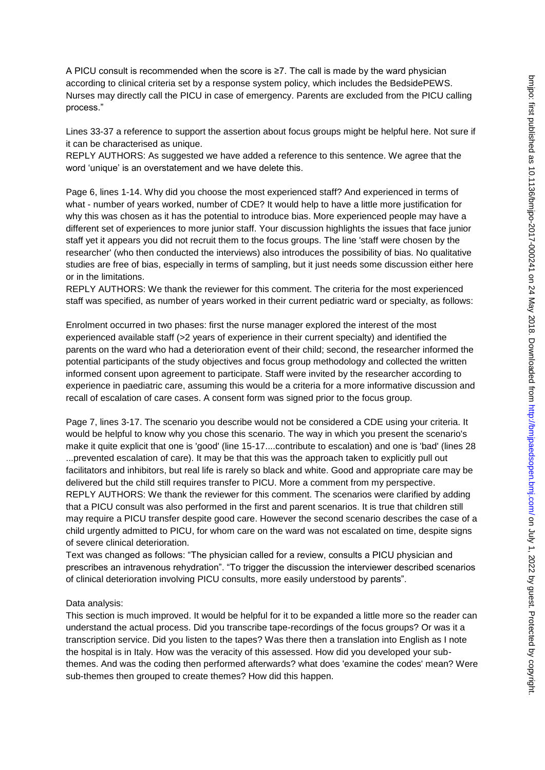A PICU consult is recommended when the score is ≥7. The call is made by the ward physician according to clinical criteria set by a response system policy, which includes the BedsidePEWS. Nurses may directly call the PICU in case of emergency. Parents are excluded from the PICU calling process."

Lines 33-37 a reference to support the assertion about focus groups might be helpful here. Not sure if it can be characterised as unique.
REPLY AUTHORS: As suggested we have added a reference to this sentence. We agree that the word 'unique' is an overstatement and we have delete this.

Page 6, lines 1-14. Why did you choose the most experienced staff? And experienced in terms of what - number of years worked, number of CDE? It would help to have a little more justification for why this was chosen as it has the potential to introduce bias. More experienced people may have a different set of experiences to more junior staff. Your discussion highlights the issues that face junior staff yet it appears you did not recruit them to the focus groups. The line 'staff were chosen by the researcher' (who then conducted the interviews) also introduces the possibility of bias. No qualitative studies are free of bias, especially in terms of sampling, but it just needs some discussion either here or in the limitations.
REPLY AUTHORS: We thank the reviewer for this comment. The criteria for the most experienced staff was specified, as number of years worked in their current pediatric ward or specialty, as follows:

Enrolment occurred in two phases: first the nurse manager explored the interest of the most experienced available staff (>2 years of experience in their current specialty) and identified the parents on the ward who had a deterioration event of their child; second, the researcher informed the potential participants of the study objectives and focus group methodology and collected the written informed consent upon agreement to participate. Staff were invited by the researcher according to experience in paediatric care, assuming this would be a criteria for a more informative discussion and recall of escalation of care cases. A consent form was signed prior to the focus group.

Page 7, lines 3-17. The scenario you describe would not be considered a CDE using your criteria. It would be helpful to know why you chose this scenario. The way in which you present the scenario's make it quite explicit that one is 'good' (line 15-17....contribute to escalation) and one is 'bad' (lines 28 ...prevented escalation of care). It may be that this was the approach taken to explicitly pull out facilitators and inhibitors, but real life is rarely so black and white. Good and appropriate care may be delivered but the child still requires transfer to PICU. More a comment from my perspective.
REPLY AUTHORS: We thank the reviewer for this comment. The scenarios were clarified by adding that a PICU consult was also performed in the first and parent scenarios. It is true that children still may require a PICU transfer despite good care. However the second scenario describes the case of a child urgently admitted to PICU, for whom care on the ward was not escalated on time, despite signs of severe clinical deterioration.
Text was changed as follows: "The physician called for a review, consults a PICU physician and prescribes an intravenous rehydration". "To trigger the discussion the interviewer described scenarios of clinical deterioration involving PICU consults, more easily understood by parents".

Data analysis:
This section is much improved. It would be helpful for it to be expanded a little more so the reader can understand the actual process. Did you transcribe tape-recordings of the focus groups? Or was it a transcription service. Did you listen to the tapes? Was there then a translation into English as I note the hospital is in Italy. How was the veracity of this assessed. How did you developed your sub-themes. And was the coding then performed afterwards? what does 'examine the codes' mean? Were sub-themes then grouped to create themes? How did this happen.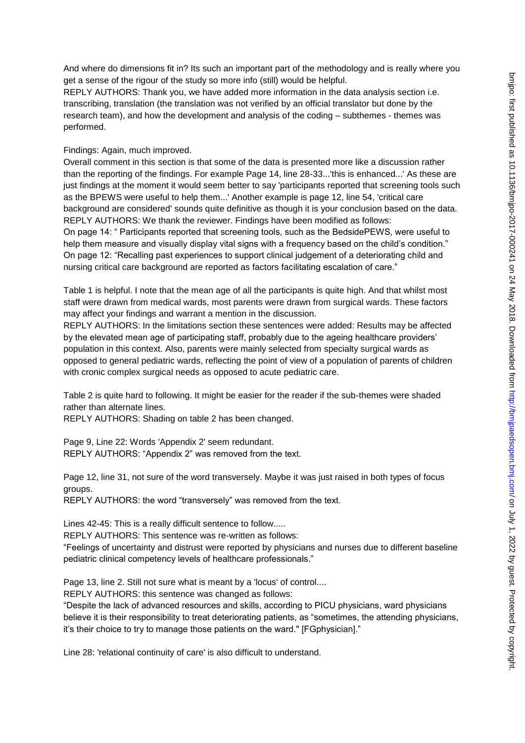And where do dimensions fit in? Its such an important part of the methodology and is really where you get a sense of the rigour of the study so more info (still) would be helpful.
REPLY AUTHORS: Thank you, we have added more information in the data analysis section i.e. transcribing, translation (the translation was not verified by an official translator but done by the research team), and how the development and analysis of the coding – subthemes - themes was performed.

Findings: Again, much improved.
Overall comment in this section is that some of the data is presented more like a discussion rather than the reporting of the findings. For example Page 14, line 28-33...'this is enhanced...' As these are just findings at the moment it would seem better to say 'participants reported that screening tools such as the BPEWS were useful to help them...' Another example is page 12, line 54, 'critical care background are considered' sounds quite definitive as though it is your conclusion based on the data.
REPLY AUTHORS: We thank the reviewer. Findings have been modified as follows:
On page 14: " Participants reported that screening tools, such as the BedsidePEWS, were useful to help them measure and visually display vital signs with a frequency based on the child's condition."
On page 12: "Recalling past experiences to support clinical judgement of a deteriorating child and nursing critical care background are reported as factors facilitating escalation of care."

Table 1 is helpful. I note that the mean age of all the participants is quite high. And that whilst most staff were drawn from medical wards, most parents were drawn from surgical wards. These factors may affect your findings and warrant a mention in the discussion.
REPLY AUTHORS: In the limitations section these sentences were added: Results may be affected by the elevated mean age of participating staff, probably due to the ageing healthcare providers' population in this context. Also, parents were mainly selected from specialty surgical wards as opposed to general pediatric wards, reflecting the point of view of a population of parents of children with cronic complex surgical needs as opposed to acute pediatric care.

Table 2 is quite hard to following. It might be easier for the reader if the sub-themes were shaded rather than alternate lines.
REPLY AUTHORS: Shading on table 2 has been changed.

Page 9, Line 22: Words 'Appendix 2' seem redundant.
REPLY AUTHORS: "Appendix 2" was removed from the text.

Page 12, line 31, not sure of the word transversely. Maybe it was just raised in both types of focus groups.
REPLY AUTHORS: the word "transversely" was removed from the text.

Lines 42-45: This is a really difficult sentence to follow.....
REPLY AUTHORS: This sentence was re-written as follows:
"Feelings of uncertainty and distrust were reported by physicians and nurses due to different baseline pediatric clinical competency levels of healthcare professionals."

Page 13, line 2. Still not sure what is meant by a 'locus' of control....
REPLY AUTHORS: this sentence was changed as follows:
"Despite the lack of advanced resources and skills, according to PICU physicians, ward physicians believe it is their responsibility to treat deteriorating patients, as "sometimes, the attending physicians, it's their choice to try to manage those patients on the ward." [FGphysician]."

Line 28: 'relational continuity of care' is also difficult to understand.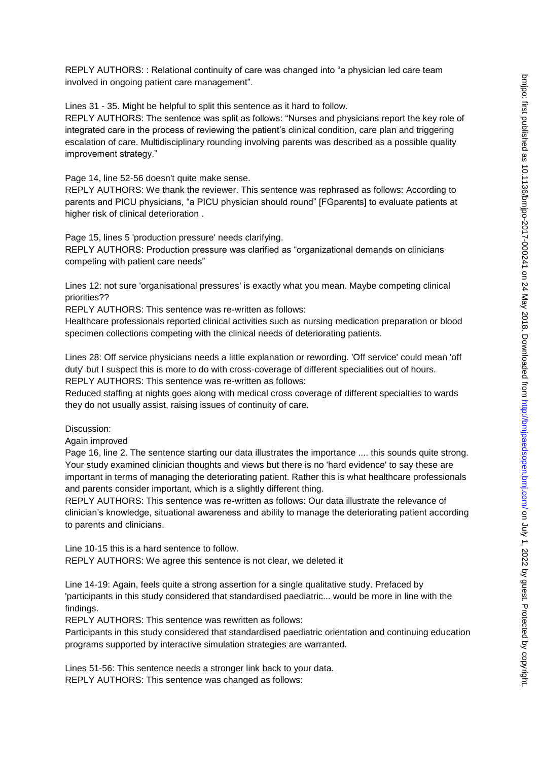REPLY AUTHORS: : Relational continuity of care was changed into "a physician led care team involved in ongoing patient care management".

Lines 31 - 35. Might be helpful to split this sentence as it hard to follow.
REPLY AUTHORS: The sentence was split as follows: "Nurses and physicians report the key role of integrated care in the process of reviewing the patient's clinical condition, care plan and triggering escalation of care. Multidisciplinary rounding involving parents was described as a possible quality improvement strategy."

Page 14, line 52-56 doesn't quite make sense.
REPLY AUTHORS: We thank the reviewer. This sentence was rephrased as follows: According to parents and PICU physicians, "a PICU physician should round" [FGparents] to evaluate patients at higher risk of clinical deterioration .

Page 15, lines 5 'production pressure' needs clarifying.
REPLY AUTHORS: Production pressure was clarified as "organizational demands on clinicians competing with patient care needs"

Lines 12: not sure 'organisational pressures' is exactly what you mean. Maybe competing clinical priorities??
REPLY AUTHORS: This sentence was re-written as follows:
Healthcare professionals reported clinical activities such as nursing medication preparation or blood specimen collections competing with the clinical needs of deteriorating patients.

Lines 28: Off service physicians needs a little explanation or rewording. 'Off service' could mean 'off duty' but I suspect this is more to do with cross-coverage of different specialities out of hours.
REPLY AUTHORS: This sentence was re-written as follows:
Reduced staffing at nights goes along with medical cross coverage of different specialties to wards they do not usually assist, raising issues of continuity of care.

Discussion:
Again improved
Page 16, line 2. The sentence starting our data illustrates the importance .... this sounds quite strong. Your study examined clinician thoughts and views but there is no 'hard evidence' to say these are important in terms of managing the deteriorating patient. Rather this is what healthcare professionals and parents consider important, which is a slightly different thing.
REPLY AUTHORS: This sentence was re-written as follows: Our data illustrate the relevance of clinician's knowledge, situational awareness and ability to manage the deteriorating patient according to parents and clinicians.

Line 10-15 this is a hard sentence to follow.
REPLY AUTHORS: We agree this sentence is not clear, we deleted it

Line 14-19: Again, feels quite a strong assertion for a single qualitative study. Prefaced by 'participants in this study considered that standardised paediatric... would be more in line with the findings.
REPLY AUTHORS: This sentence was rewritten as follows:
Participants in this study considered that standardised paediatric orientation and continuing education programs supported by interactive simulation strategies are warranted.

Lines 51-56: This sentence needs a stronger link back to your data.
REPLY AUTHORS: This sentence was changed as follows: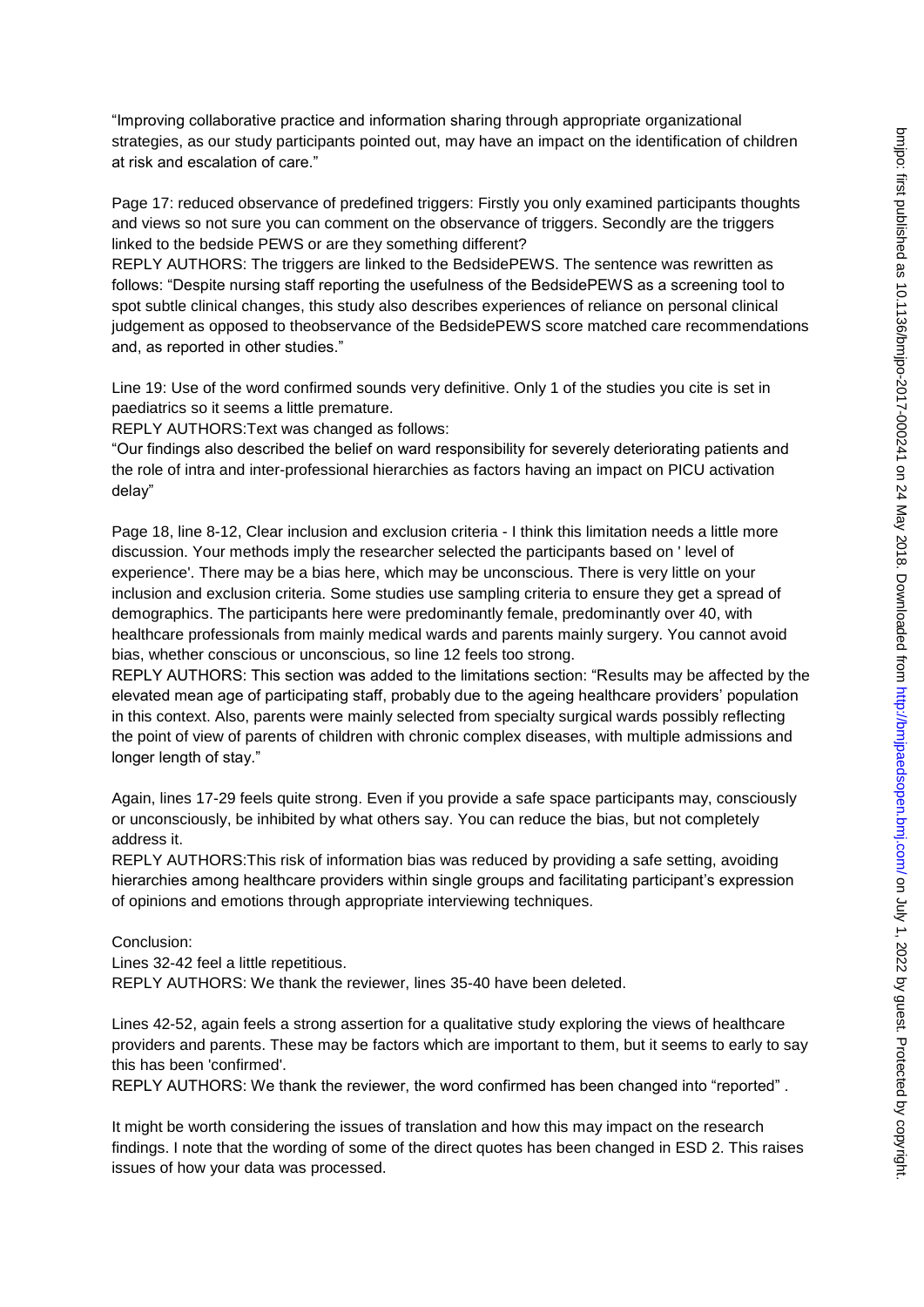"Improving collaborative practice and information sharing through appropriate organizational strategies, as our study participants pointed out, may have an impact on the identification of children at risk and escalation of care."

Page 17: reduced observance of predefined triggers: Firstly you only examined participants thoughts and views so not sure you can comment on the observance of triggers. Secondly are the triggers linked to the bedside PEWS or are they something different?

REPLY AUTHORS: The triggers are linked to the BedsidePEWS. The sentence was rewritten as follows: "Despite nursing staff reporting the usefulness of the BedsidePEWS as a screening tool to spot subtle clinical changes, this study also describes experiences of reliance on personal clinical judgement as opposed to theobservance of the BedsidePEWS score matched care recommendations and, as reported in other studies."

Line 19: Use of the word confirmed sounds very definitive. Only 1 of the studies you cite is set in paediatrics so it seems a little premature.

REPLY AUTHORS:Text was changed as follows:

"Our findings also described the belief on ward responsibility for severely deteriorating patients and the role of intra and inter-professional hierarchies as factors having an impact on PICU activation delay"

Page 18, line 8-12, Clear inclusion and exclusion criteria - I think this limitation needs a little more discussion. Your methods imply the researcher selected the participants based on ' level of experience'. There may be a bias here, which may be unconscious. There is very little on your inclusion and exclusion criteria. Some studies use sampling criteria to ensure they get a spread of demographics. The participants here were predominantly female, predominantly over 40, with healthcare professionals from mainly medical wards and parents mainly surgery. You cannot avoid bias, whether conscious or unconscious, so line 12 feels too strong.

REPLY AUTHORS: This section was added to the limitations section: "Results may be affected by the elevated mean age of participating staff, probably due to the ageing healthcare providers' population in this context. Also, parents were mainly selected from specialty surgical wards possibly reflecting the point of view of parents of children with chronic complex diseases, with multiple admissions and longer length of stay."

Again, lines 17-29 feels quite strong. Even if you provide a safe space participants may, consciously or unconsciously, be inhibited by what others say. You can reduce the bias, but not completely address it.

REPLY AUTHORS:This risk of information bias was reduced by providing a safe setting, avoiding hierarchies among healthcare providers within single groups and facilitating participant's expression of opinions and emotions through appropriate interviewing techniques.

Conclusion:

Lines 32-42 feel a little repetitious.

REPLY AUTHORS: We thank the reviewer, lines 35-40 have been deleted.

Lines 42-52, again feels a strong assertion for a qualitative study exploring the views of healthcare providers and parents. These may be factors which are important to them, but it seems to early to say this has been 'confirmed'.

REPLY AUTHORS: We thank the reviewer, the word confirmed has been changed into "reported" .

It might be worth considering the issues of translation and how this may impact on the research findings. I note that the wording of some of the direct quotes has been changed in ESD 2. This raises issues of how your data was processed.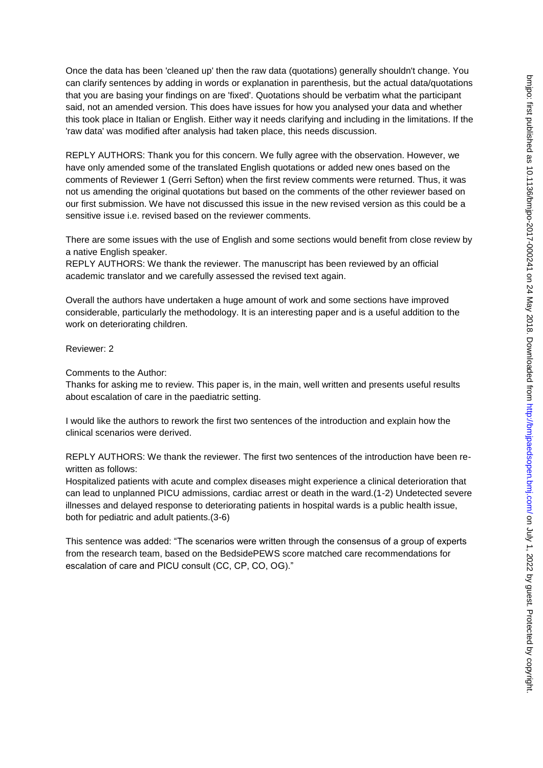Once the data has been 'cleaned up' then the raw data (quotations) generally shouldn't change. You can clarify sentences by adding in words or explanation in parenthesis, but the actual data/quotations that you are basing your findings on are 'fixed'. Quotations should be verbatim what the participant said, not an amended version. This does have issues for how you analysed your data and whether this took place in Italian or English. Either way it needs clarifying and including in the limitations. If the 'raw data' was modified after analysis had taken place, this needs discussion.

REPLY AUTHORS: Thank you for this concern. We fully agree with the observation. However, we have only amended some of the translated English quotations or added new ones based on the comments of Reviewer 1 (Gerri Sefton) when the first review comments were returned. Thus, it was not us amending the original quotations but based on the comments of the other reviewer based on our first submission. We have not discussed this issue in the new revised version as this could be a sensitive issue i.e. revised based on the reviewer comments.

There are some issues with the use of English and some sections would benefit from close review by a native English speaker.
REPLY AUTHORS: We thank the reviewer. The manuscript has been reviewed by an official academic translator and we carefully assessed the revised text again.

Overall the authors have undertaken a huge amount of work and some sections have improved considerable, particularly the methodology. It is an interesting paper and is a useful addition to the work on deteriorating children.

Reviewer: 2

Comments to the Author:
Thanks for asking me to review. This paper is, in the main, well written and presents useful results about escalation of care in the paediatric setting.

I would like the authors to rework the first two sentences of the introduction and explain how the clinical scenarios were derived.

REPLY AUTHORS: We thank the reviewer. The first two sentences of the introduction have been re-written as follows:
Hospitalized patients with acute and complex diseases might experience a clinical deterioration that can lead to unplanned PICU admissions, cardiac arrest or death in the ward.(1-2) Undetected severe illnesses and delayed response to deteriorating patients in hospital wards is a public health issue, both for pediatric and adult patients.(3-6)

This sentence was added: "The scenarios were written through the consensus of a group of experts from the research team, based on the BedsidePEWS score matched care recommendations for escalation of care and PICU consult (CC, CP, CO, OG)."